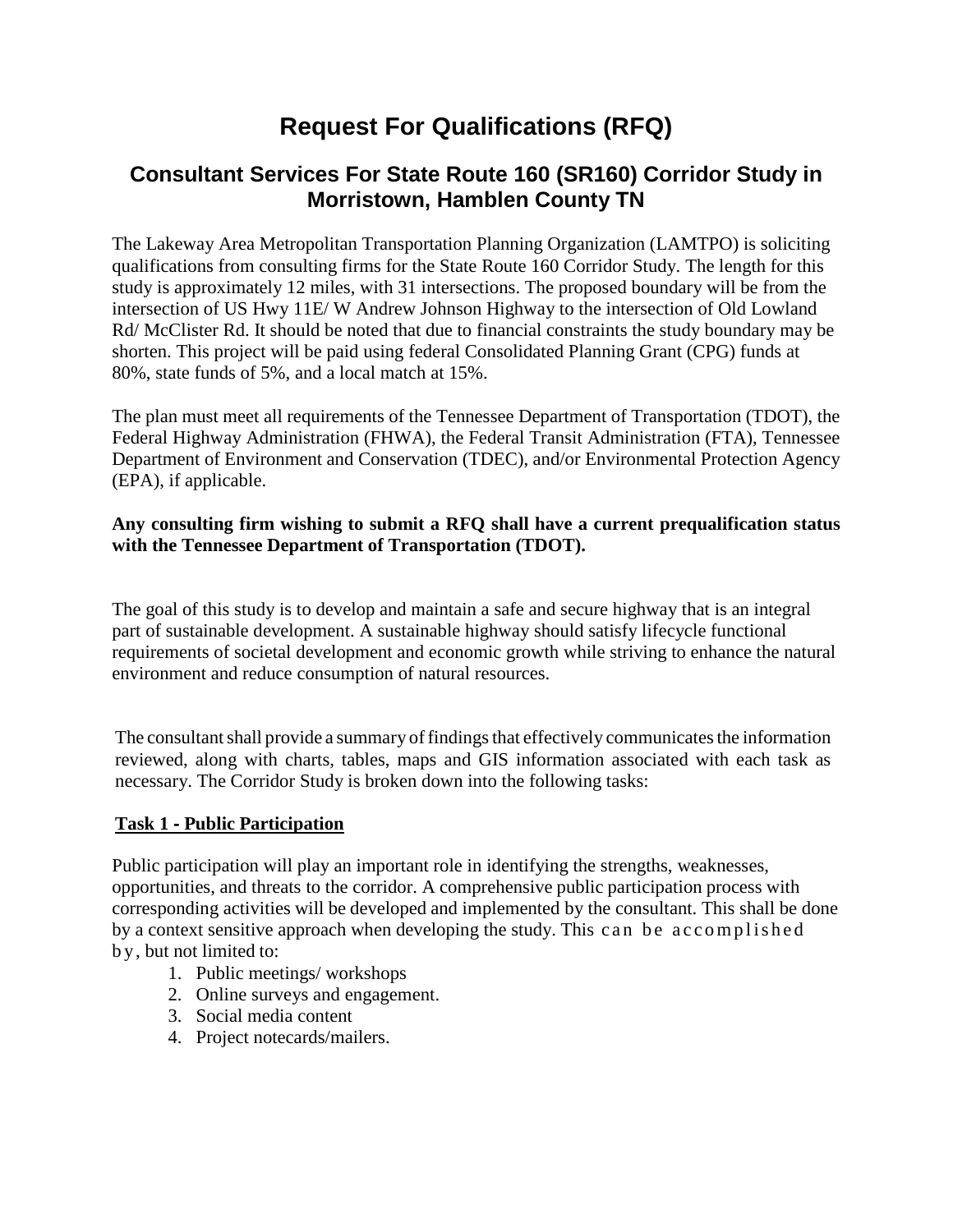# Request For Qualifications (RFQ)

## Consultant Services For State Route 160 (SR160) Corridor Study in Morristown, Hamblen County TN

The Lakeway Area Metropolitan Transportation Planning Organization (LAMTPO) is soliciting qualifications from consulting firms for the State Route 160 Corridor Study. The length for this study is approximately 12 miles, with 31 intersections. The proposed boundary will be from the intersection of US Hwy 11E/ W Andrew Johnson Highway to the intersection of Old Lowland Rd/ McClister Rd. It should be noted that due to financial constraints the study boundary may be shorten. This project will be paid using federal Consolidated Planning Grant (CPG) funds at 80%, state funds of 5%, and a local match at 15%.

The plan must meet all requirements of the Tennessee Department of Transportation (TDOT), the Federal Highway Administration (FHWA), the Federal Transit Administration (FTA), Tennessee Department of Environment and Conservation (TDEC), and/or Environmental Protection Agency (EPA), if applicable.

**Any consulting firm wishing to submit a RFQ shall have a current prequalification status with the Tennessee Department of Transportation (TDOT).**

The goal of this study is to develop and maintain a safe and secure highway that is an integral part of sustainable development. A sustainable highway should satisfy lifecycle functional requirements of societal development and economic growth while striving to enhance the natural environment and reduce consumption of natural resources.

The consultant shall provide a summary of findings that effectively communicates the information reviewed, along with charts, tables, maps and GIS information associated with each task as necessary. The Corridor Study is broken down into the following tasks:

**Task 1 - Public Participation**

Public participation will play an important role in identifying the strengths, weaknesses, opportunities, and threats to the corridor. A comprehensive public participation process with corresponding activities will be developed and implemented by the consultant. This shall be done by a context sensitive approach when developing the study. This can be accomplished by, but not limited to:

1. Public meetings/ workshops
2. Online surveys and engagement.
3. Social media content
4. Project notecards/mailers.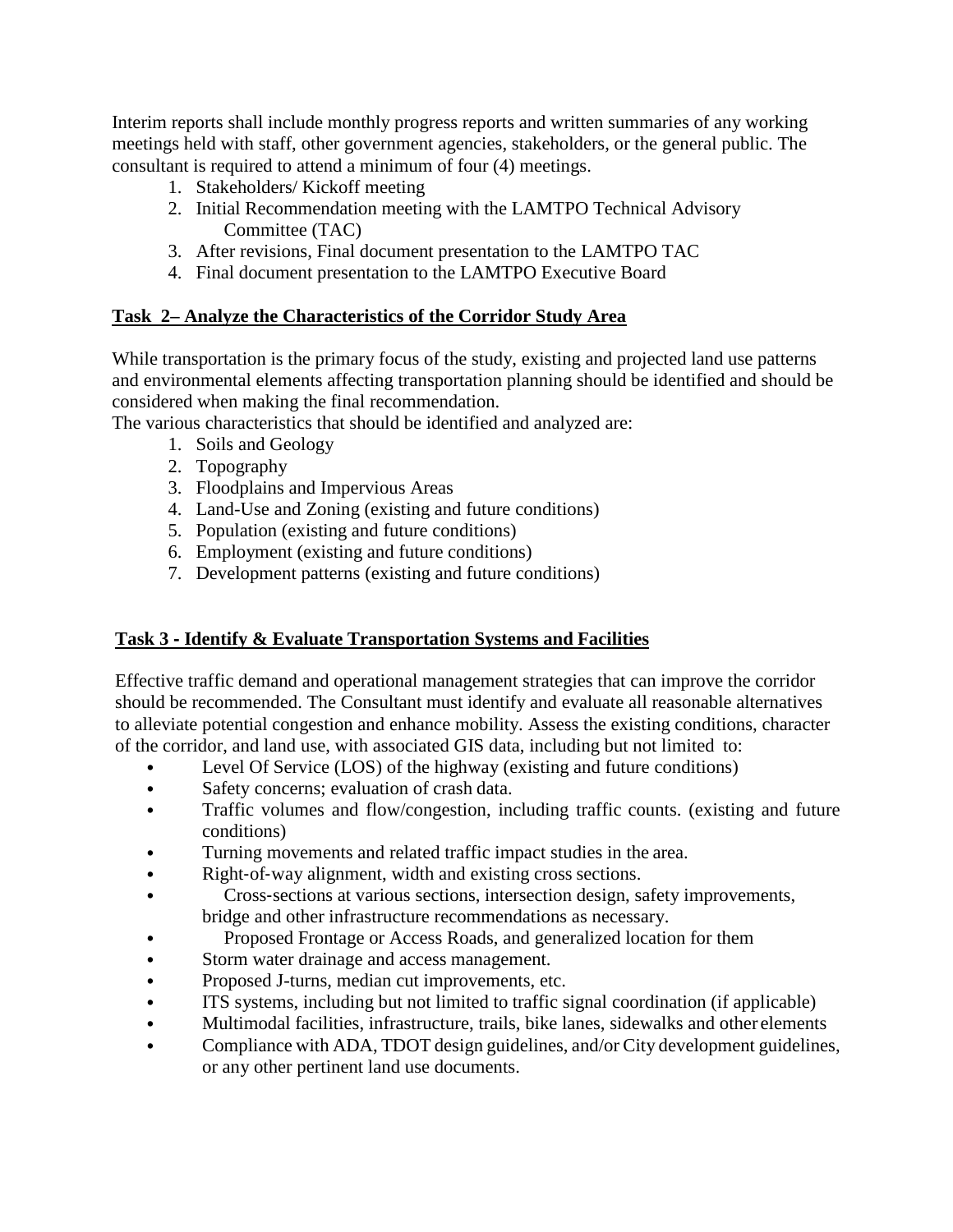Interim reports shall include monthly progress reports and written summaries of any working meetings held with staff, other government agencies, stakeholders, or the general public. The consultant is required to attend a minimum of four (4) meetings.

1. Stakeholders/ Kickoff meeting
2. Initial Recommendation meeting with the LAMTPO Technical Advisory Committee (TAC)
3. After revisions, Final document presentation to the LAMTPO TAC
4. Final document presentation to the LAMTPO Executive Board

## Task 2– Analyze the Characteristics of the Corridor Study Area

While transportation is the primary focus of the study, existing and projected land use patterns and environmental elements affecting transportation planning should be identified and should be considered when making the final recommendation.

The various characteristics that should be identified and analyzed are:

1. Soils and Geology
2. Topography
3. Floodplains and Impervious Areas
4. Land-Use and Zoning (existing and future conditions)
5. Population (existing and future conditions)
6. Employment (existing and future conditions)
7. Development patterns (existing and future conditions)

## Task 3 - Identify & Evaluate Transportation Systems and Facilities

Effective traffic demand and operational management strategies that can improve the corridor should be recommended. The Consultant must identify and evaluate all reasonable alternatives to alleviate potential congestion and enhance mobility. Assess the existing conditions, character of the corridor, and land use, with associated GIS data, including but not limited to:

- Level Of Service (LOS) of the highway (existing and future conditions)
- Safety concerns; evaluation of crash data.
- Traffic volumes and flow/congestion, including traffic counts. (existing and future conditions)
- Turning movements and related traffic impact studies in the area.
- Right-of-way alignment, width and existing cross sections.
- Cross-sections at various sections, intersection design, safety improvements, bridge and other infrastructure recommendations as necessary.
- Proposed Frontage or Access Roads, and generalized location for them
- Storm water drainage and access management.
- Proposed J-turns, median cut improvements, etc.
- ITS systems, including but not limited to traffic signal coordination (if applicable)
- Multimodal facilities, infrastructure, trails, bike lanes, sidewalks and other elements
- Compliance with ADA, TDOT design guidelines, and/or City development guidelines, or any other pertinent land use documents.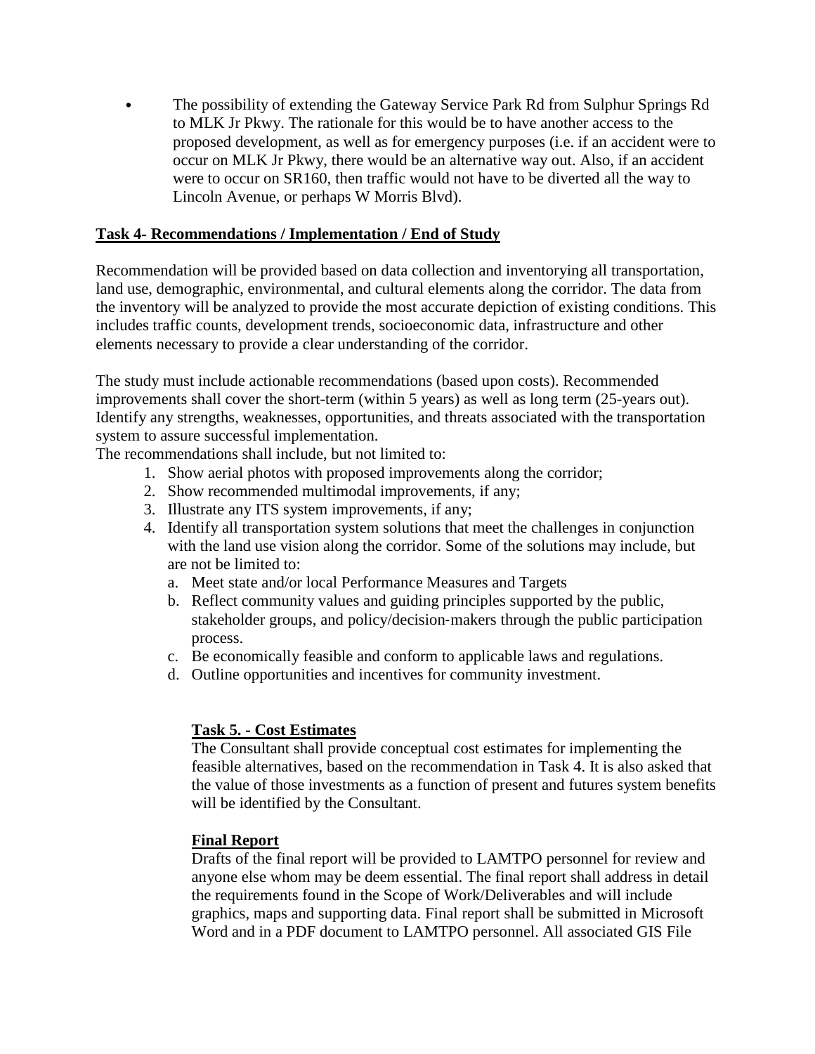- The possibility of extending the Gateway Service Park Rd from Sulphur Springs Rd to MLK Jr Pkwy. The rationale for this would be to have another access to the proposed development, as well as for emergency purposes (i.e. if an accident were to occur on MLK Jr Pkwy, there would be an alternative way out. Also, if an accident were to occur on SR160, then traffic would not have to be diverted all the way to Lincoln Avenue, or perhaps W Morris Blvd).

**Task 4- Recommendations / Implementation / End of Study**

Recommendation will be provided based on data collection and inventorying all transportation, land use, demographic, environmental, and cultural elements along the corridor. The data from the inventory will be analyzed to provide the most accurate depiction of existing conditions. This includes traffic counts, development trends, socioeconomic data, infrastructure and other elements necessary to provide a clear understanding of the corridor.

The study must include actionable recommendations (based upon costs). Recommended improvements shall cover the short-term (within 5 years) as well as long term (25-years out). Identify any strengths, weaknesses, opportunities, and threats associated with the transportation system to assure successful implementation.

The recommendations shall include, but not limited to:

1. Show aerial photos with proposed improvements along the corridor;
2. Show recommended multimodal improvements, if any;
3. Illustrate any ITS system improvements, if any;
4. Identify all transportation system solutions that meet the challenges in conjunction with the land use vision along the corridor. Some of the solutions may include, but are not be limited to:
   a. Meet state and/or local Performance Measures and Targets
   b. Reflect community values and guiding principles supported by the public, stakeholder groups, and policy/decision-makers through the public participation process.
   c. Be economically feasible and conform to applicable laws and regulations.
   d. Outline opportunities and incentives for community investment.

**Task 5. - Cost Estimates**

The Consultant shall provide conceptual cost estimates for implementing the feasible alternatives, based on the recommendation in Task 4. It is also asked that the value of those investments as a function of present and futures system benefits will be identified by the Consultant.

**Final Report**

Drafts of the final report will be provided to LAMTPO personnel for review and anyone else whom may be deem essential. The final report shall address in detail the requirements found in the Scope of Work/Deliverables and will include graphics, maps and supporting data. Final report shall be submitted in Microsoft Word and in a PDF document to LAMTPO personnel. All associated GIS File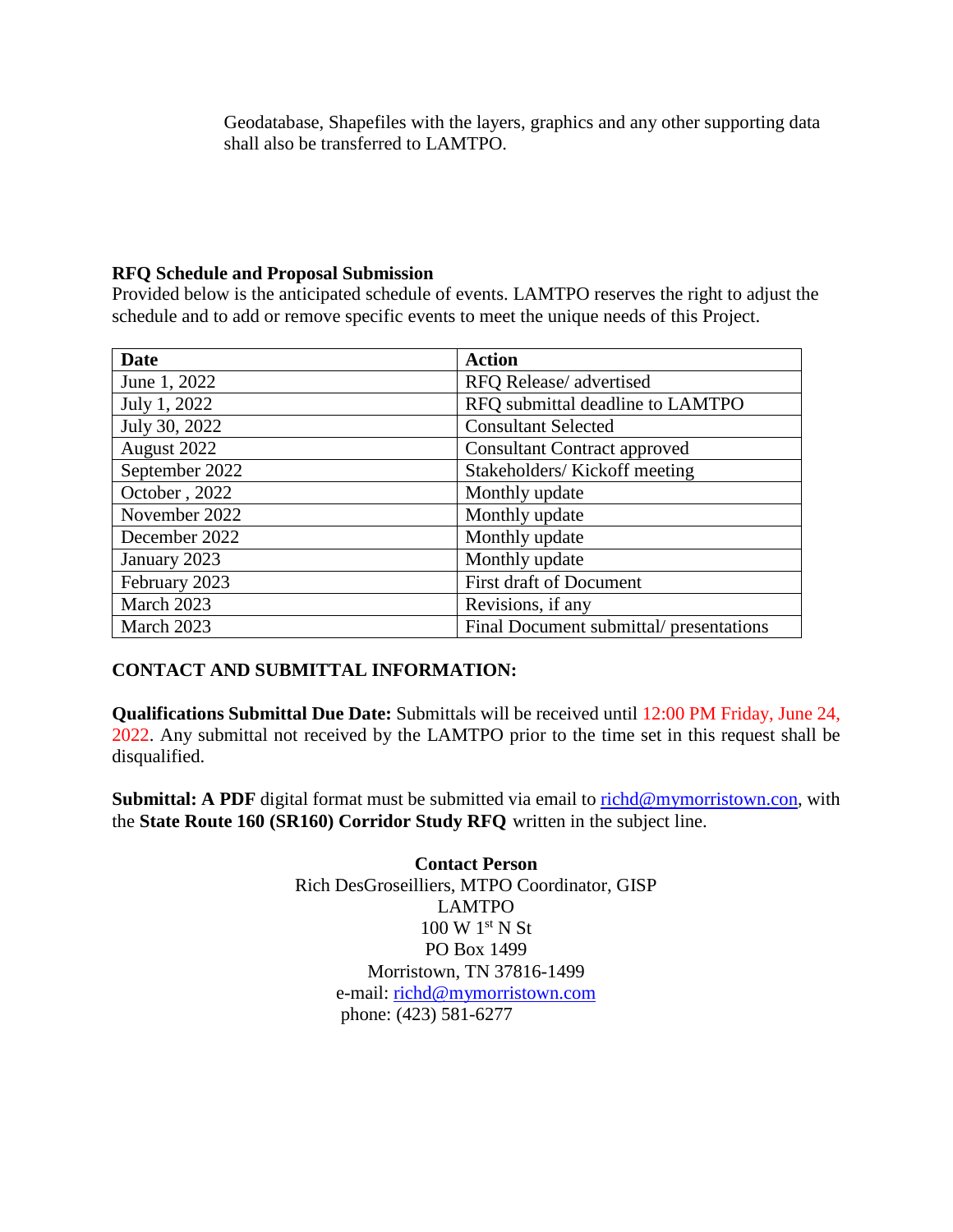Geodatabase, Shapefiles with the layers, graphics and any other supporting data shall also be transferred to LAMTPO.

**RFQ Schedule and Proposal Submission**

Provided below is the anticipated schedule of events. LAMTPO reserves the right to adjust the schedule and to add or remove specific events to meet the unique needs of this Project.

| Date | Action |
|---|---|
| June 1, 2022 | RFQ Release/ advertised |
| July 1, 2022 | RFQ submittal deadline to LAMTPO |
| July 30, 2022 | Consultant Selected |
| August 2022 | Consultant Contract approved |
| September 2022 | Stakeholders/ Kickoff meeting |
| October , 2022 | Monthly update |
| November 2022 | Monthly update |
| December 2022 | Monthly update |
| January 2023 | Monthly update |
| February 2023 | First draft of Document |
| March 2023 | Revisions, if any |
| March 2023 | Final Document submittal/ presentations |

**CONTACT AND SUBMITTAL INFORMATION:**

**Qualifications Submittal Due Date:** Submittals will be received until 12:00 PM Friday, June 24, 2022. Any submittal not received by the LAMTPO prior to the time set in this request shall be disqualified.

**Submittal: A PDF** digital format must be submitted via email to richd@mymorristown.con, with the **State Route 160 (SR160) Corridor Study RFQ** written in the subject line.

**Contact Person**
Rich DesGroseilliers, MTPO Coordinator, GISP
LAMTPO
100 W 1st N St
PO Box 1499
Morristown, TN 37816-1499
e-mail: richd@mymorristown.com
phone: (423) 581-6277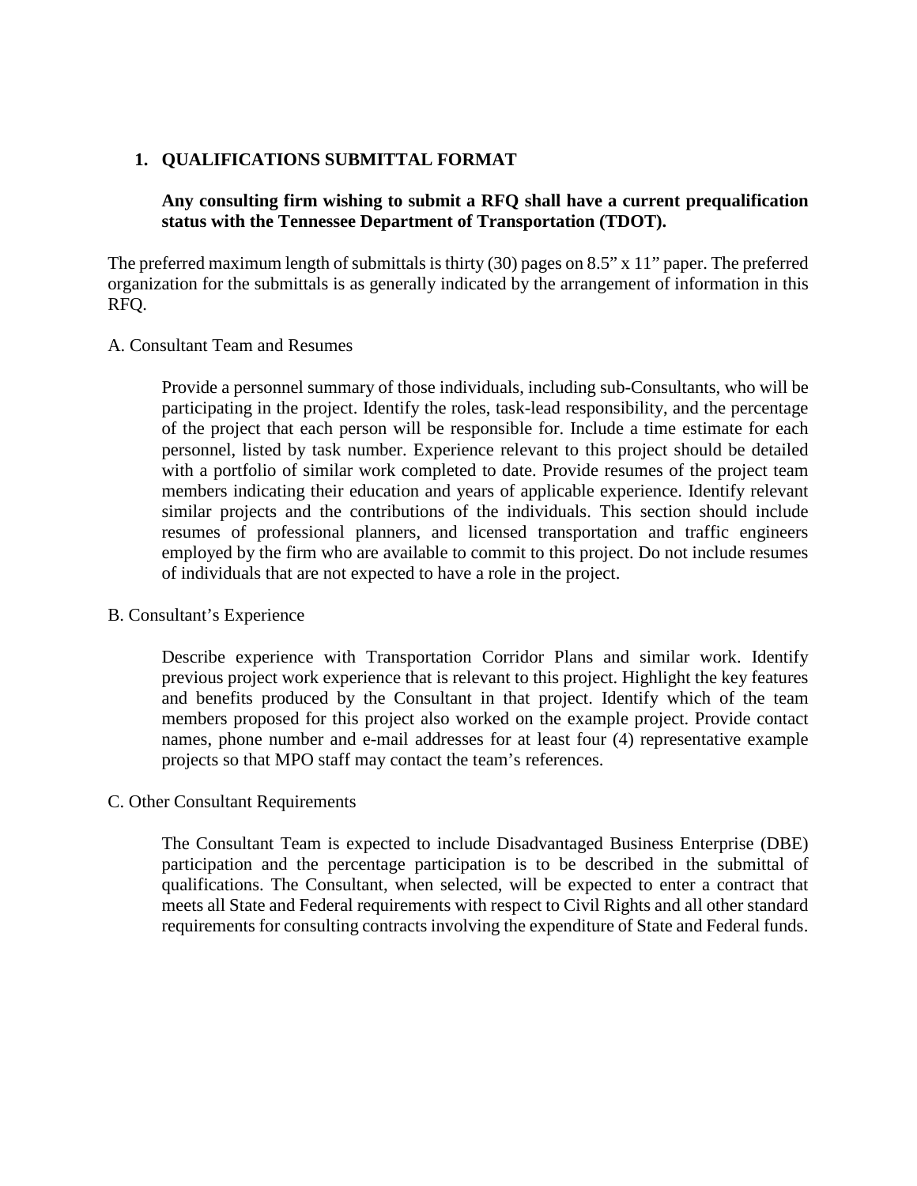## 1. QUALIFICATIONS SUBMITTAL FORMAT

**Any consulting firm wishing to submit a RFQ shall have a current prequalification status with the Tennessee Department of Transportation (TDOT).**

The preferred maximum length of submittals is thirty (30) pages on 8.5" x 11" paper. The preferred organization for the submittals is as generally indicated by the arrangement of information in this RFQ.

A. Consultant Team and Resumes

Provide a personnel summary of those individuals, including sub-Consultants, who will be participating in the project. Identify the roles, task-lead responsibility, and the percentage of the project that each person will be responsible for. Include a time estimate for each personnel, listed by task number. Experience relevant to this project should be detailed with a portfolio of similar work completed to date. Provide resumes of the project team members indicating their education and years of applicable experience. Identify relevant similar projects and the contributions of the individuals. This section should include resumes of professional planners, and licensed transportation and traffic engineers employed by the firm who are available to commit to this project. Do not include resumes of individuals that are not expected to have a role in the project.

B. Consultant's Experience

Describe experience with Transportation Corridor Plans and similar work. Identify previous project work experience that is relevant to this project. Highlight the key features and benefits produced by the Consultant in that project. Identify which of the team members proposed for this project also worked on the example project. Provide contact names, phone number and e-mail addresses for at least four (4) representative example projects so that MPO staff may contact the team's references.

C. Other Consultant Requirements

The Consultant Team is expected to include Disadvantaged Business Enterprise (DBE) participation and the percentage participation is to be described in the submittal of qualifications. The Consultant, when selected, will be expected to enter a contract that meets all State and Federal requirements with respect to Civil Rights and all other standard requirements for consulting contracts involving the expenditure of State and Federal funds.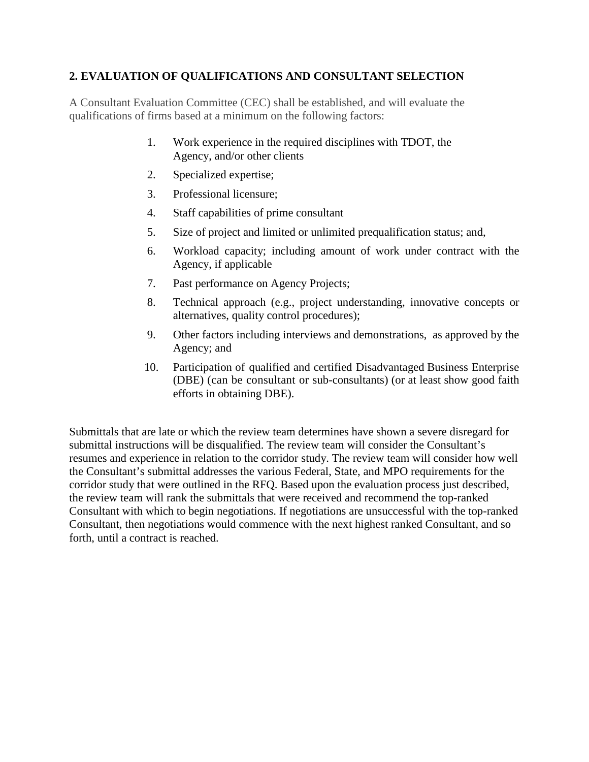## 2. EVALUATION OF QUALIFICATIONS AND CONSULTANT SELECTION

A Consultant Evaluation Committee (CEC) shall be established, and will evaluate the qualifications of firms based at a minimum on the following factors:

1. Work experience in the required disciplines with TDOT, the Agency, and/or other clients
2. Specialized expertise;
3. Professional licensure;
4. Staff capabilities of prime consultant
5. Size of project and limited or unlimited prequalification status; and,
6. Workload capacity; including amount of work under contract with the Agency, if applicable
7. Past performance on Agency Projects;
8. Technical approach (e.g., project understanding, innovative concepts or alternatives, quality control procedures);
9. Other factors including interviews and demonstrations, as approved by the Agency; and
10. Participation of qualified and certified Disadvantaged Business Enterprise (DBE) (can be consultant or sub-consultants) (or at least show good faith efforts in obtaining DBE).

Submittals that are late or which the review team determines have shown a severe disregard for submittal instructions will be disqualified. The review team will consider the Consultant's resumes and experience in relation to the corridor study. The review team will consider how well the Consultant's submittal addresses the various Federal, State, and MPO requirements for the corridor study that were outlined in the RFQ. Based upon the evaluation process just described, the review team will rank the submittals that were received and recommend the top-ranked Consultant with which to begin negotiations. If negotiations are unsuccessful with the top-ranked Consultant, then negotiations would commence with the next highest ranked Consultant, and so forth, until a contract is reached.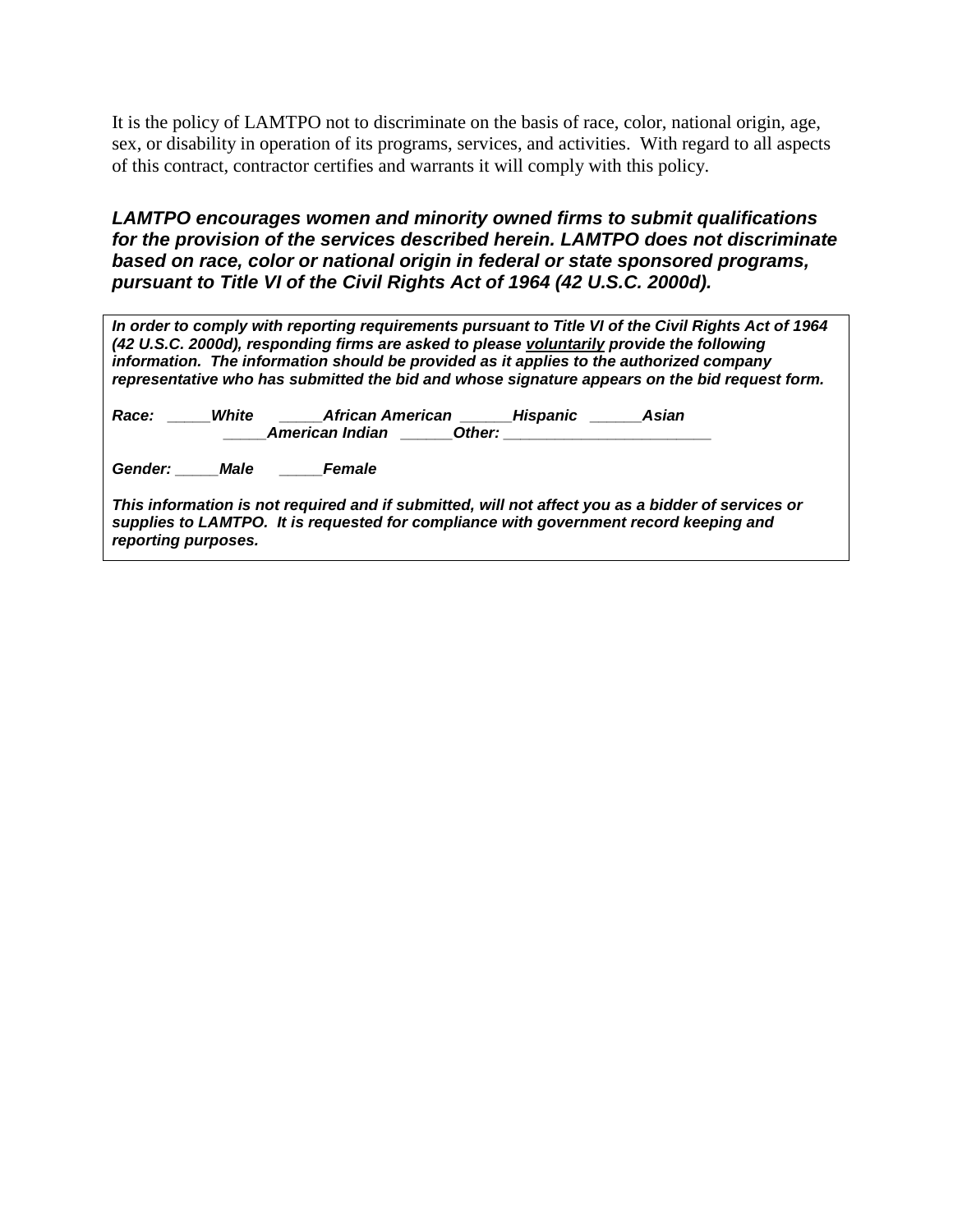It is the policy of LAMTPO not to discriminate on the basis of race, color, national origin, age, sex, or disability in operation of its programs, services, and activities. With regard to all aspects of this contract, contractor certifies and warrants it will comply with this policy.

***LAMTPO encourages women and minority owned firms to submit qualifications for the provision of the services described herein. LAMTPO does not discriminate based on race, color or national origin in federal or state sponsored programs, pursuant to Title VI of the Civil Rights Act of 1964 (42 U.S.C. 2000d).***

***In order to comply with reporting requirements pursuant to Title VI of the Civil Rights Act of 1964 (42 U.S.C. 2000d), responding firms are asked to please voluntarily provide the following information. The information should be provided as it applies to the authorized company representative who has submitted the bid and whose signature appears on the bid request form.***

***Race: _____White _____African American ______Hispanic ______Asian _____American Indian ______Other: ________________________***

***Gender: _____Male _____Female***

***This information is not required and if submitted, will not affect you as a bidder of services or supplies to LAMTPO. It is requested for compliance with government record keeping and reporting purposes.***